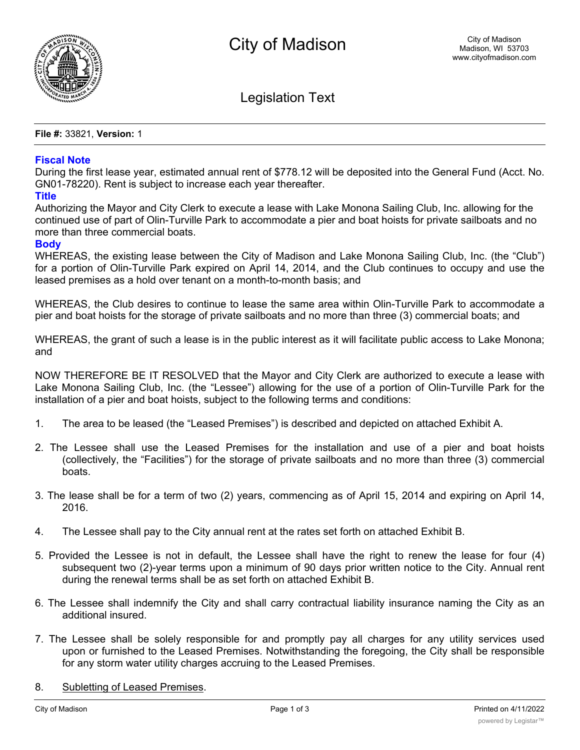# City of Madison

City of Madison
Madison, WI 53703
www.cityofmadison.com

## Legislation Text

**File #:** 33821, **Version:** 1

### Fiscal Note

During the first lease year, estimated annual rent of $778.12 will be deposited into the General Fund (Acct. No. GN01-78220). Rent is subject to increase each year thereafter.

### Title

Authorizing the Mayor and City Clerk to execute a lease with Lake Monona Sailing Club, Inc. allowing for the continued use of part of Olin-Turville Park to accommodate a pier and boat hoists for private sailboats and no more than three commercial boats.

### Body

WHEREAS, the existing lease between the City of Madison and Lake Monona Sailing Club, Inc. (the "Club") for a portion of Olin-Turville Park expired on April 14, 2014, and the Club continues to occupy and use the leased premises as a hold over tenant on a month-to-month basis; and

WHEREAS, the Club desires to continue to lease the same area within Olin-Turville Park to accommodate a pier and boat hoists for the storage of private sailboats and no more than three (3) commercial boats; and

WHEREAS, the grant of such a lease is in the public interest as it will facilitate public access to Lake Monona; and

NOW THEREFORE BE IT RESOLVED that the Mayor and City Clerk are authorized to execute a lease with Lake Monona Sailing Club, Inc. (the "Lessee") allowing for the use of a portion of Olin-Turville Park for the installation of a pier and boat hoists, subject to the following terms and conditions:

1. The area to be leased (the "Leased Premises") is described and depicted on attached Exhibit A.

2. The Lessee shall use the Leased Premises for the installation and use of a pier and boat hoists (collectively, the "Facilities") for the storage of private sailboats and no more than three (3) commercial boats.

3. The lease shall be for a term of two (2) years, commencing as of April 15, 2014 and expiring on April 14, 2016.

4. The Lessee shall pay to the City annual rent at the rates set forth on attached Exhibit B.

5. Provided the Lessee is not in default, the Lessee shall have the right to renew the lease for four (4) subsequent two (2)-year terms upon a minimum of 90 days prior written notice to the City. Annual rent during the renewal terms shall be as set forth on attached Exhibit B.

6. The Lessee shall indemnify the City and shall carry contractual liability insurance naming the City as an additional insured.

7. The Lessee shall be solely responsible for and promptly pay all charges for any utility services used upon or furnished to the Leased Premises. Notwithstanding the foregoing, the City shall be responsible for any storm water utility charges accruing to the Leased Premises.

8. Subletting of Leased Premises.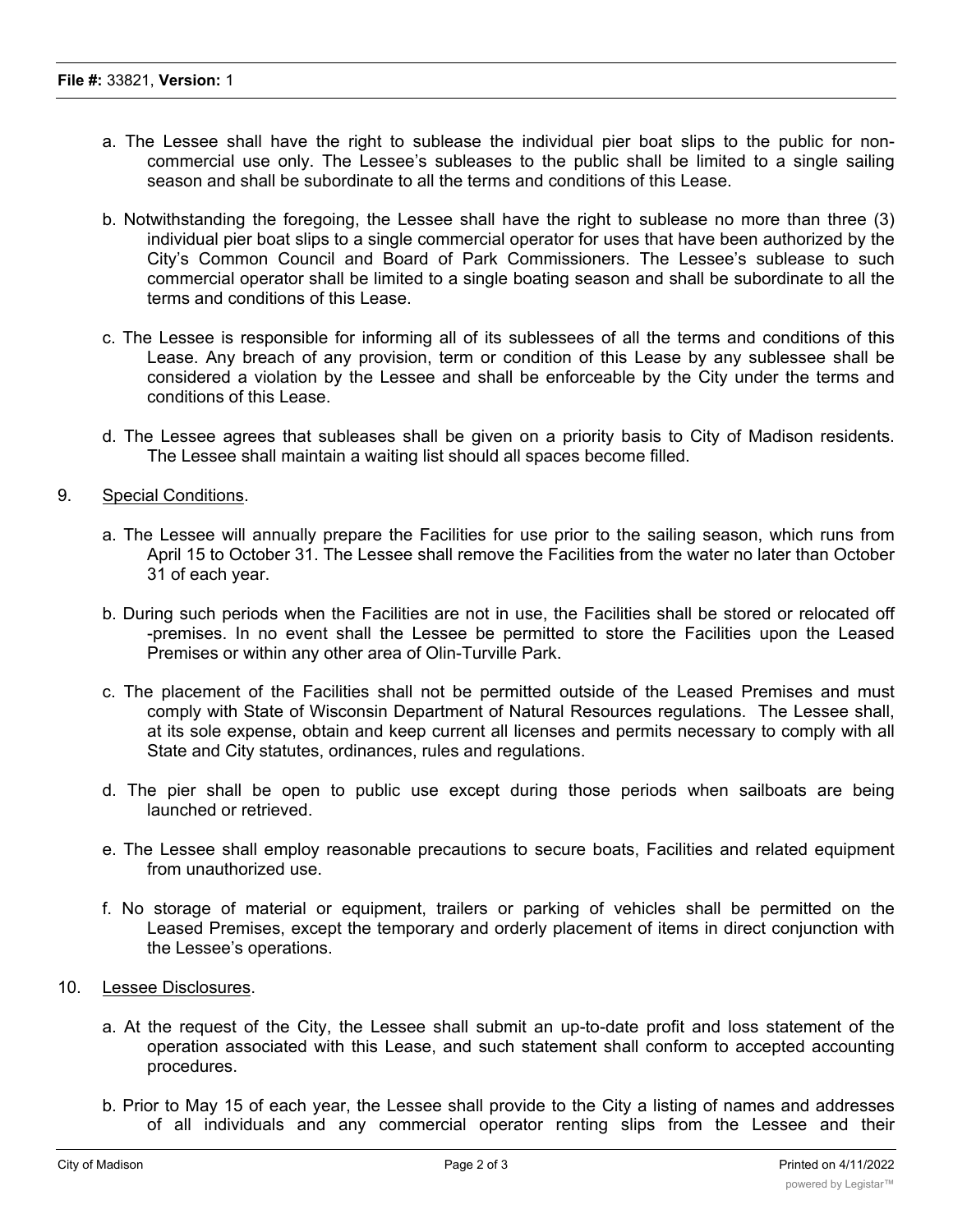a. The Lessee shall have the right to sublease the individual pier boat slips to the public for non-commercial use only. The Lessee's subleases to the public shall be limited to a single sailing season and shall be subordinate to all the terms and conditions of this Lease.

b. Notwithstanding the foregoing, the Lessee shall have the right to sublease no more than three (3) individual pier boat slips to a single commercial operator for uses that have been authorized by the City's Common Council and Board of Park Commissioners. The Lessee's sublease to such commercial operator shall be limited to a single boating season and shall be subordinate to all the terms and conditions of this Lease.

c. The Lessee is responsible for informing all of its sublessees of all the terms and conditions of this Lease. Any breach of any provision, term or condition of this Lease by any sublessee shall be considered a violation by the Lessee and shall be enforceable by the City under the terms and conditions of this Lease.

d. The Lessee agrees that subleases shall be given on a priority basis to City of Madison residents. The Lessee shall maintain a waiting list should all spaces become filled.

9. Special Conditions.

a. The Lessee will annually prepare the Facilities for use prior to the sailing season, which runs from April 15 to October 31. The Lessee shall remove the Facilities from the water no later than October 31 of each year.

b. During such periods when the Facilities are not in use, the Facilities shall be stored or relocated off -premises. In no event shall the Lessee be permitted to store the Facilities upon the Leased Premises or within any other area of Olin-Turville Park.

c. The placement of the Facilities shall not be permitted outside of the Leased Premises and must comply with State of Wisconsin Department of Natural Resources regulations. The Lessee shall, at its sole expense, obtain and keep current all licenses and permits necessary to comply with all State and City statutes, ordinances, rules and regulations.

d. The pier shall be open to public use except during those periods when sailboats are being launched or retrieved.

e. The Lessee shall employ reasonable precautions to secure boats, Facilities and related equipment from unauthorized use.

f. No storage of material or equipment, trailers or parking of vehicles shall be permitted on the Leased Premises, except the temporary and orderly placement of items in direct conjunction with the Lessee's operations.

10. Lessee Disclosures.

a. At the request of the City, the Lessee shall submit an up-to-date profit and loss statement of the operation associated with this Lease, and such statement shall conform to accepted accounting procedures.

b. Prior to May 15 of each year, the Lessee shall provide to the City a listing of names and addresses of all individuals and any commercial operator renting slips from the Lessee and their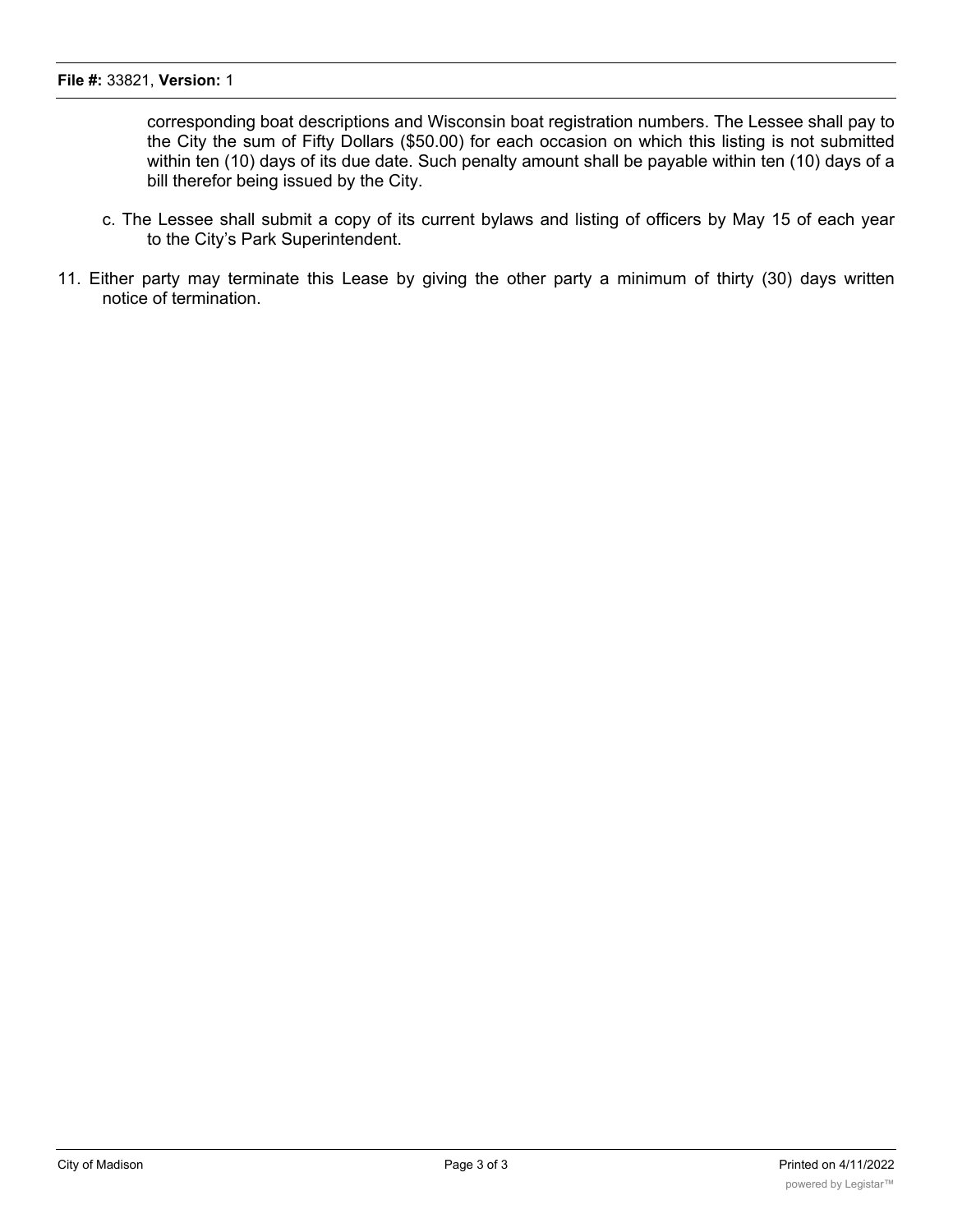corresponding boat descriptions and Wisconsin boat registration numbers. The Lessee shall pay to the City the sum of Fifty Dollars ($50.00) for each occasion on which this listing is not submitted within ten (10) days of its due date. Such penalty amount shall be payable within ten (10) days of a bill therefor being issued by the City.

c. The Lessee shall submit a copy of its current bylaws and listing of officers by May 15 of each year to the City's Park Superintendent.

11. Either party may terminate this Lease by giving the other party a minimum of thirty (30) days written notice of termination.